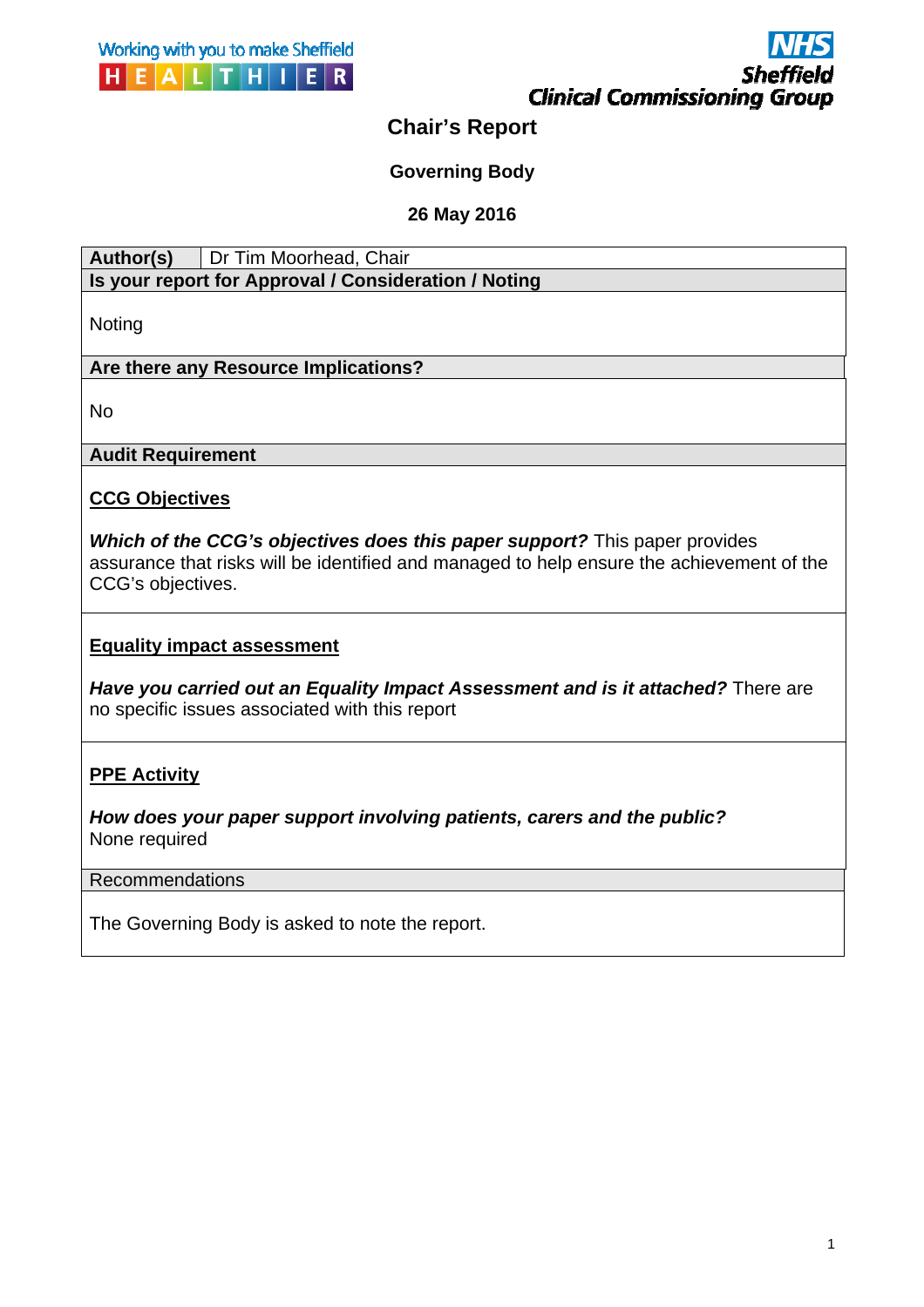Working with you to make Sheffield HEALTHIER

NHS Sheffield Clinical Commissioning Group

# Chair's Report

## Governing Body

### 26 May 2016

| **Author(s)** | Dr Tim Moorhead, Chair |
|---|---|

**Is your report for Approval / Consideration / Noting**

Noting

**Are there any Resource Implications?**

No

**Audit Requirement**

**CCG Objectives**

***Which of the CCG's objectives does this paper support?*** This paper provides assurance that risks will be identified and managed to help ensure the achievement of the CCG's objectives.

**Equality impact assessment**

***Have you carried out an Equality Impact Assessment and is it attached?*** There are no specific issues associated with this report

**PPE Activity**

***How does your paper support involving patients, carers and the public?***
None required

Recommendations

The Governing Body is asked to note the report.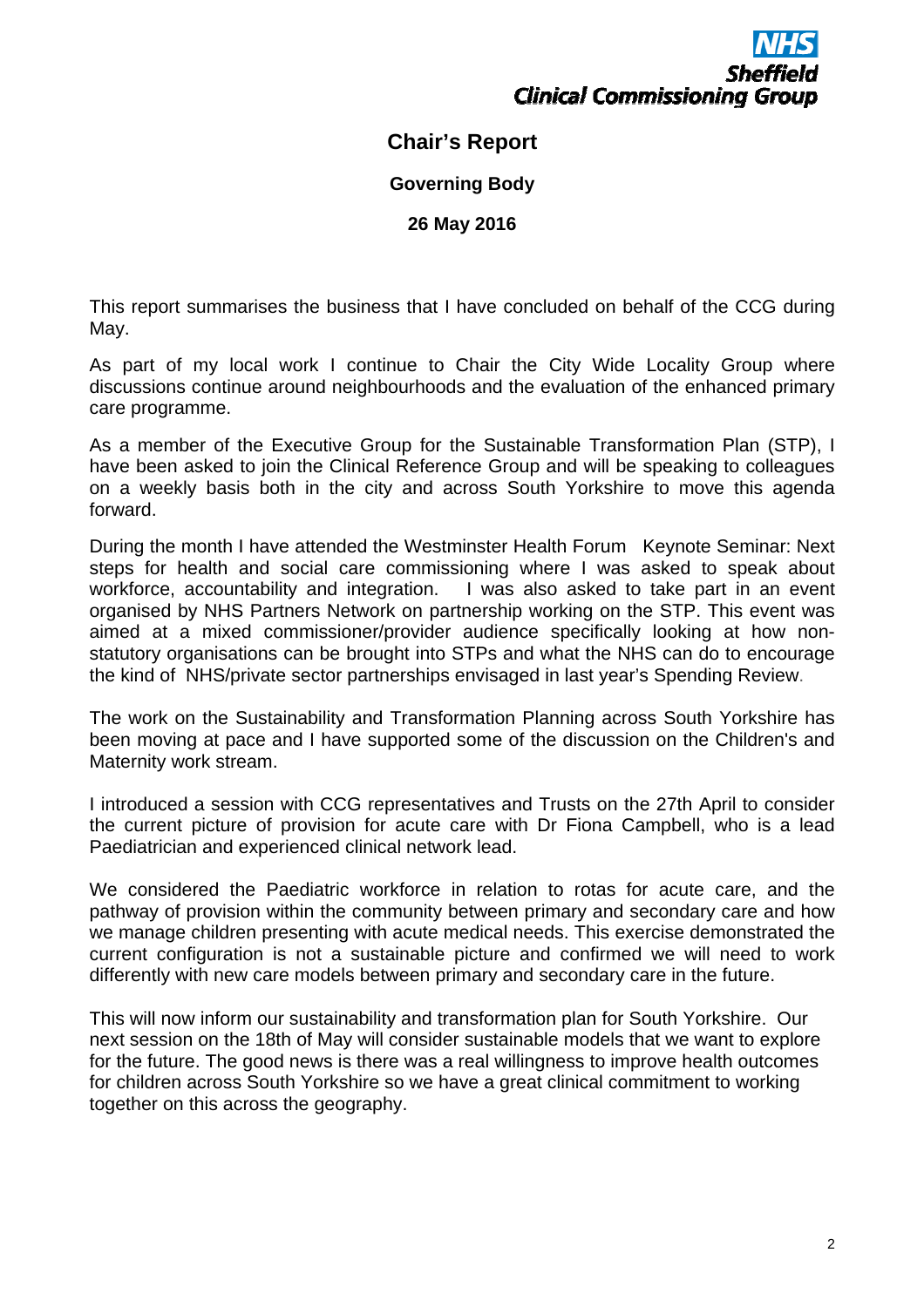NHS Sheffield Clinical Commissioning Group

# Chair's Report

**Governing Body**

**26 May 2016**

This report summarises the business that I have concluded on behalf of the CCG during May.

As part of my local work I continue to Chair the City Wide Locality Group where discussions continue around neighbourhoods and the evaluation of the enhanced primary care programme.

As a member of the Executive Group for the Sustainable Transformation Plan (STP), I have been asked to join the Clinical Reference Group and will be speaking to colleagues on a weekly basis both in the city and across South Yorkshire to move this agenda forward.

During the month I have attended the Westminster Health Forum Keynote Seminar: Next steps for health and social care commissioning where I was asked to speak about workforce, accountability and integration. I was also asked to take part in an event organised by NHS Partners Network on partnership working on the STP. This event was aimed at a mixed commissioner/provider audience specifically looking at how non-statutory organisations can be brought into STPs and what the NHS can do to encourage the kind of NHS/private sector partnerships envisaged in last year's Spending Review.

The work on the Sustainability and Transformation Planning across South Yorkshire has been moving at pace and I have supported some of the discussion on the Children's and Maternity work stream.

I introduced a session with CCG representatives and Trusts on the 27th April to consider the current picture of provision for acute care with Dr Fiona Campbell, who is a lead Paediatrician and experienced clinical network lead.

We considered the Paediatric workforce in relation to rotas for acute care, and the pathway of provision within the community between primary and secondary care and how we manage children presenting with acute medical needs. This exercise demonstrated the current configuration is not a sustainable picture and confirmed we will need to work differently with new care models between primary and secondary care in the future.

This will now inform our sustainability and transformation plan for South Yorkshire. Our next session on the 18th of May will consider sustainable models that we want to explore for the future. The good news is there was a real willingness to improve health outcomes for children across South Yorkshire so we have a great clinical commitment to working together on this across the geography.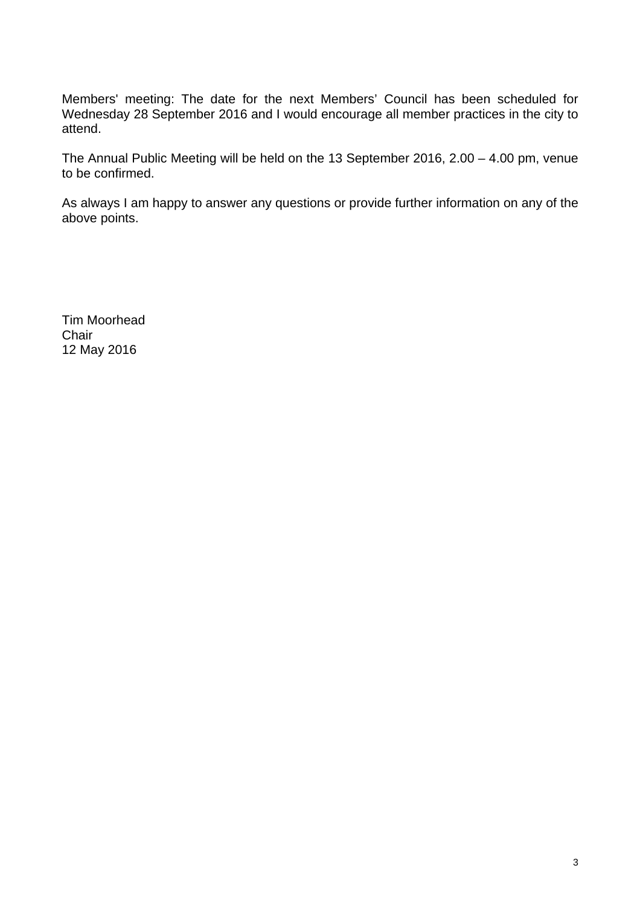Members' meeting: The date for the next Members' Council has been scheduled for Wednesday 28 September 2016 and I would encourage all member practices in the city to attend.

The Annual Public Meeting will be held on the 13 September 2016, 2.00 – 4.00 pm, venue to be confirmed.

As always I am happy to answer any questions or provide further information on any of the above points.

Tim Moorhead  
Chair  
12 May 2016